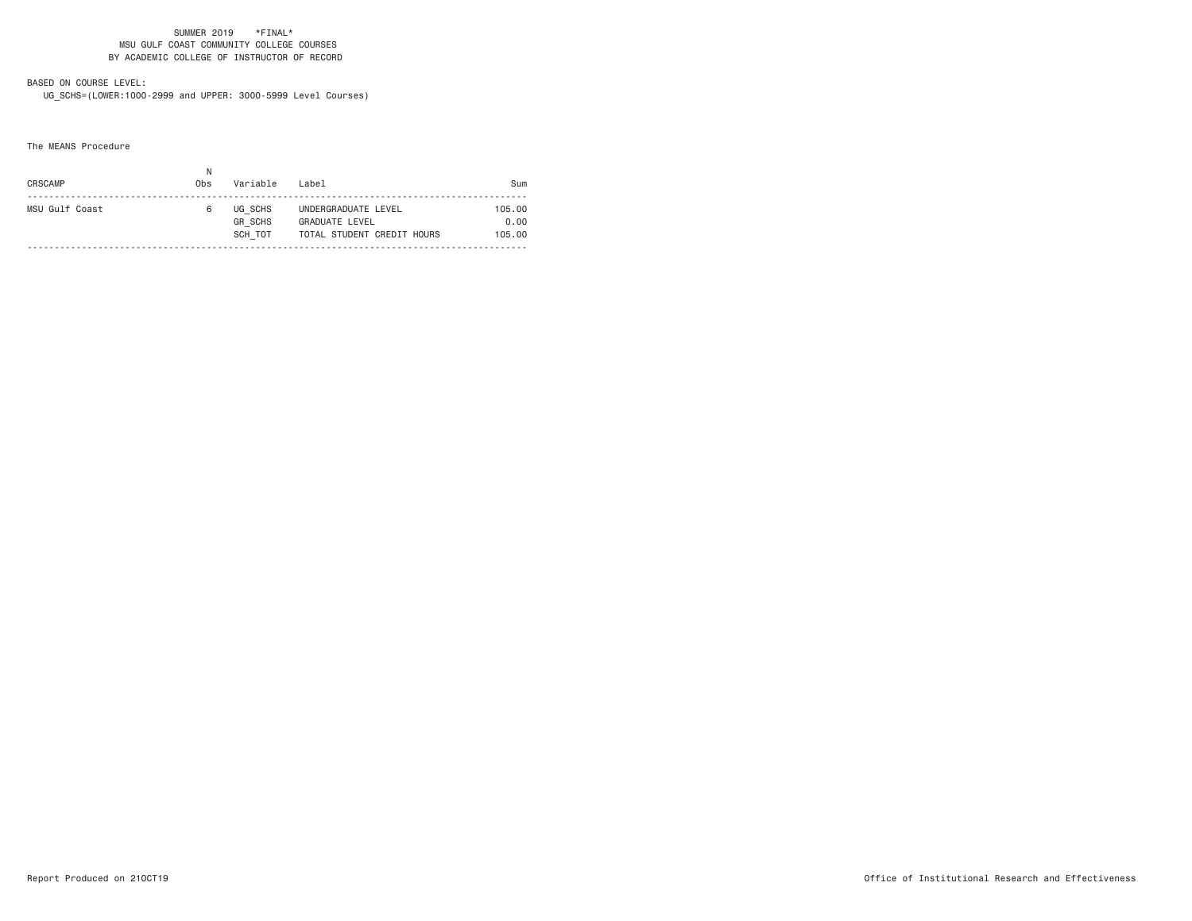SUMMER 2019 *FINAL*
MSU GULF COAST COMMUNITY COLLEGE COURSES
BY ACADEMIC COLLEGE OF INSTRUCTOR OF RECORD

BASED ON COURSE LEVEL:
UG_SCHS=(LOWER:1000-2999 and UPPER: 3000-5999 Level Courses)

The MEANS Procedure

| CRSCAMP | N Obs | Variable | Label | Sum |
|---|---|---|---|---|
| MSU Gulf Coast | 6 | UG_SCHS | UNDERGRADUATE LEVEL | 105.00 |
| | | GR_SCHS | GRADUATE LEVEL | 0.00 |
| | | SCH_TOT | TOTAL STUDENT CREDIT HOURS | 105.00 |

Report Produced on 21OCT19

Office of Institutional Research and Effectiveness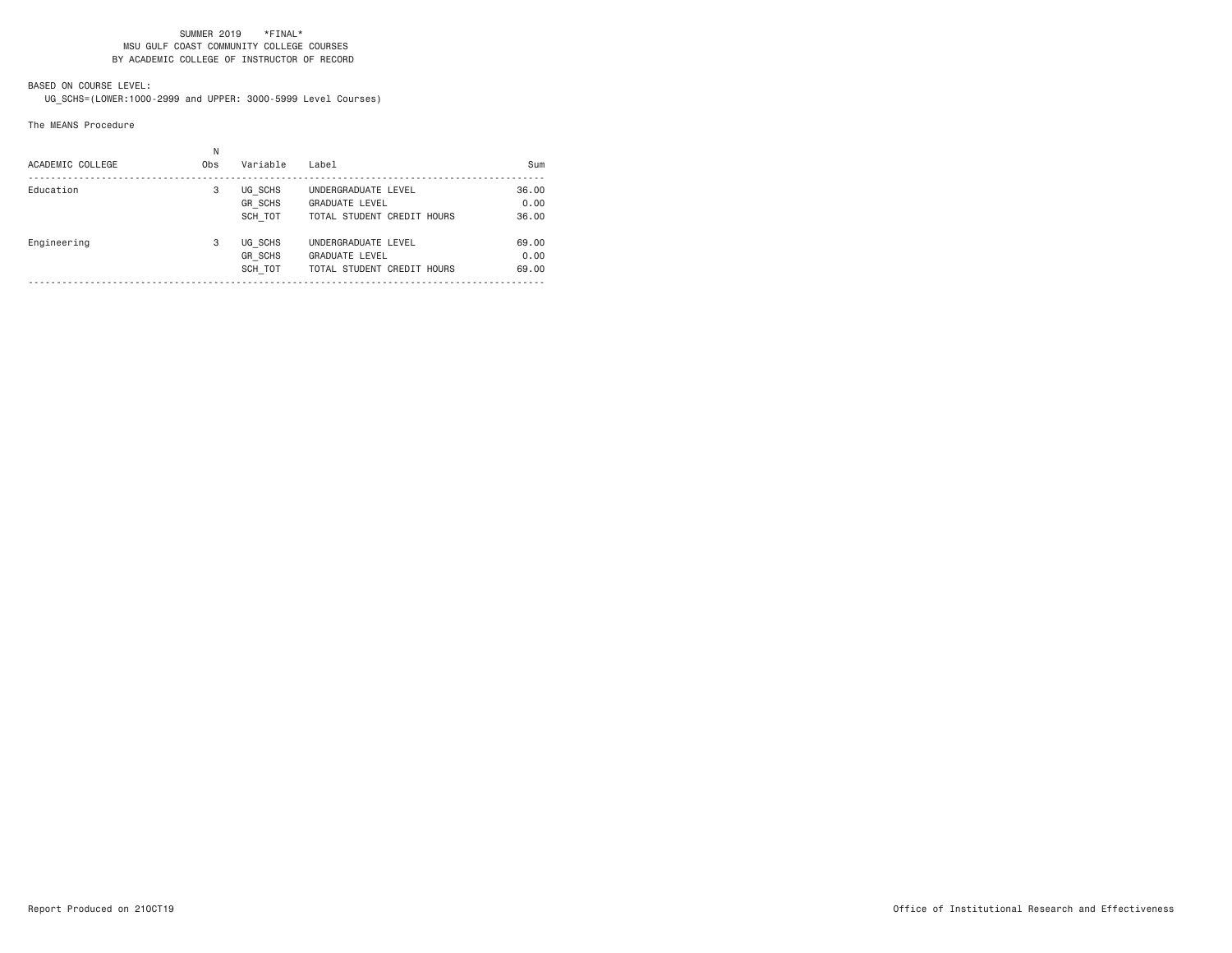SUMMER 2019 *FINAL*
MSU GULF COAST COMMUNITY COLLEGE COURSES
BY ACADEMIC COLLEGE OF INSTRUCTOR OF RECORD

BASED ON COURSE LEVEL:
UG_SCHS=(LOWER:1000-2999 and UPPER: 3000-5999 Level Courses)

The MEANS Procedure

| ACADEMIC COLLEGE | N Obs | Variable | Label | Sum |
|---|---|---|---|---|
| Education | 3 | UG_SCHS | UNDERGRADUATE LEVEL | 36.00 |
| | | GR_SCHS | GRADUATE LEVEL | 0.00 |
| | | SCH_TOT | TOTAL STUDENT CREDIT HOURS | 36.00 |
| Engineering | 3 | UG_SCHS | UNDERGRADUATE LEVEL | 69.00 |
| | | GR_SCHS | GRADUATE LEVEL | 0.00 |
| | | SCH_TOT | TOTAL STUDENT CREDIT HOURS | 69.00 |

Report Produced on 21OCT19

Office of Institutional Research and Effectiveness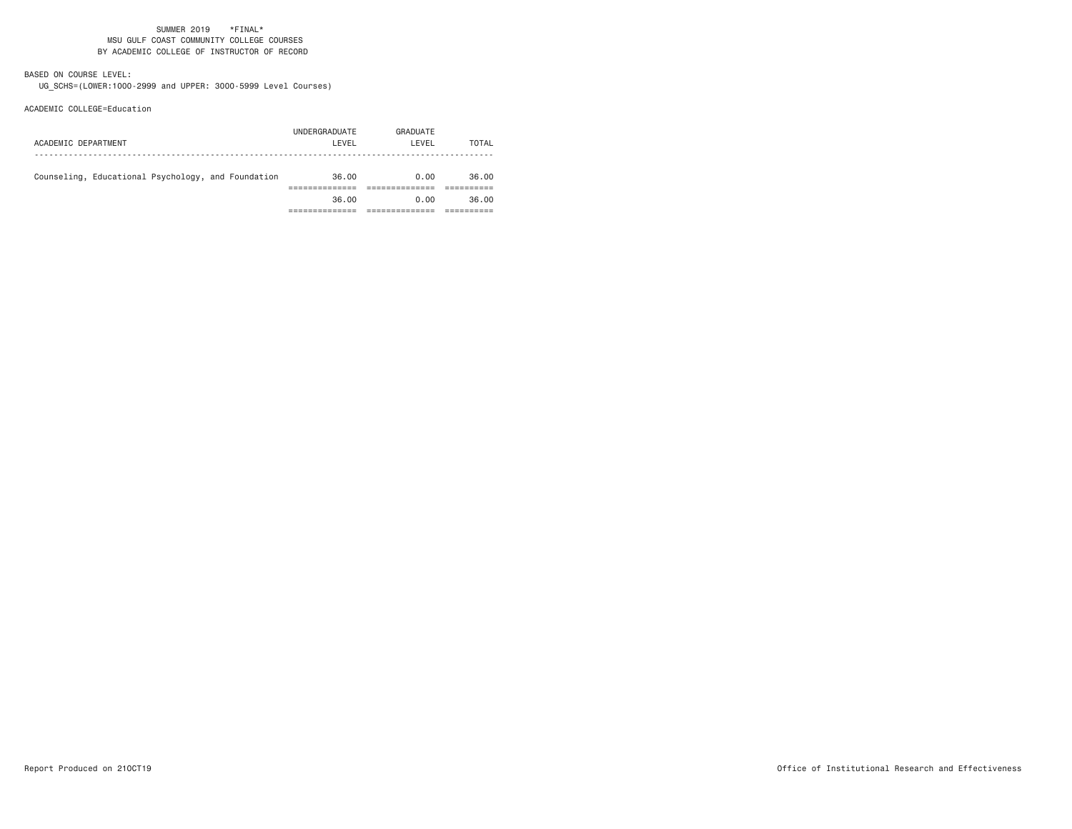SUMMER 2019 *FINAL*
MSU GULF COAST COMMUNITY COLLEGE COURSES
BY ACADEMIC COLLEGE OF INSTRUCTOR OF RECORD

BASED ON COURSE LEVEL:
UG_SCHS=(LOWER:1000-2999 and UPPER: 3000-5999 Level Courses)

ACADEMIC COLLEGE=Education

| ACADEMIC DEPARTMENT | UNDERGRADUATE LEVEL | GRADUATE LEVEL | TOTAL |
|---|---|---|---|
| Counseling, Educational Psychology, and Foundation | 36.00 | 0.00 | 36.00 |
| | 36.00 | 0.00 | 36.00 |

Report Produced on 21OCT19

Office of Institutional Research and Effectiveness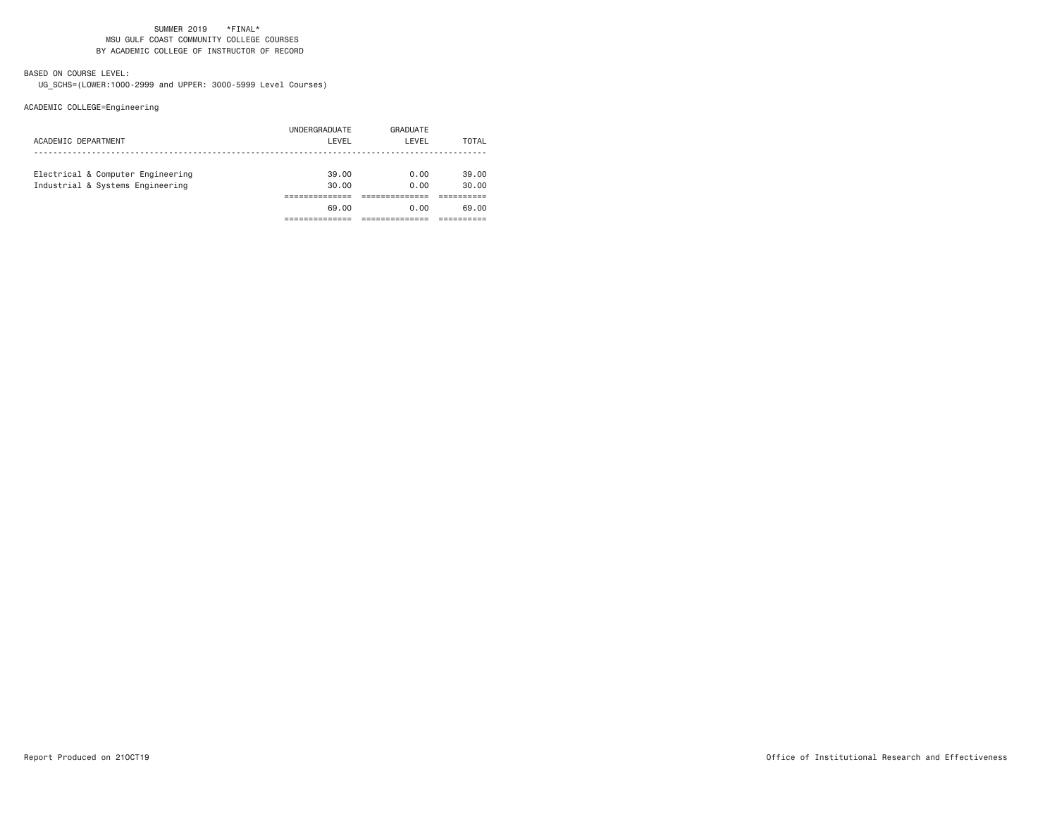SUMMER 2019 \*FINAL\*
MSU GULF COAST COMMUNITY COLLEGE COURSES
BY ACADEMIC COLLEGE OF INSTRUCTOR OF RECORD

BASED ON COURSE LEVEL:
UG_SCHS=(LOWER:1000-2999 and UPPER: 3000-5999 Level Courses)

ACADEMIC COLLEGE=Engineering

| ACADEMIC DEPARTMENT | UNDERGRADUATE LEVEL | GRADUATE LEVEL | TOTAL |
|---|---|---|---|
| Electrical & Computer Engineering | 39.00 | 0.00 | 39.00 |
| Industrial & Systems Engineering | 30.00 | 0.00 | 30.00 |
| | 69.00 | 0.00 | 69.00 |

Report Produced on 21OCT19

Office of Institutional Research and Effectiveness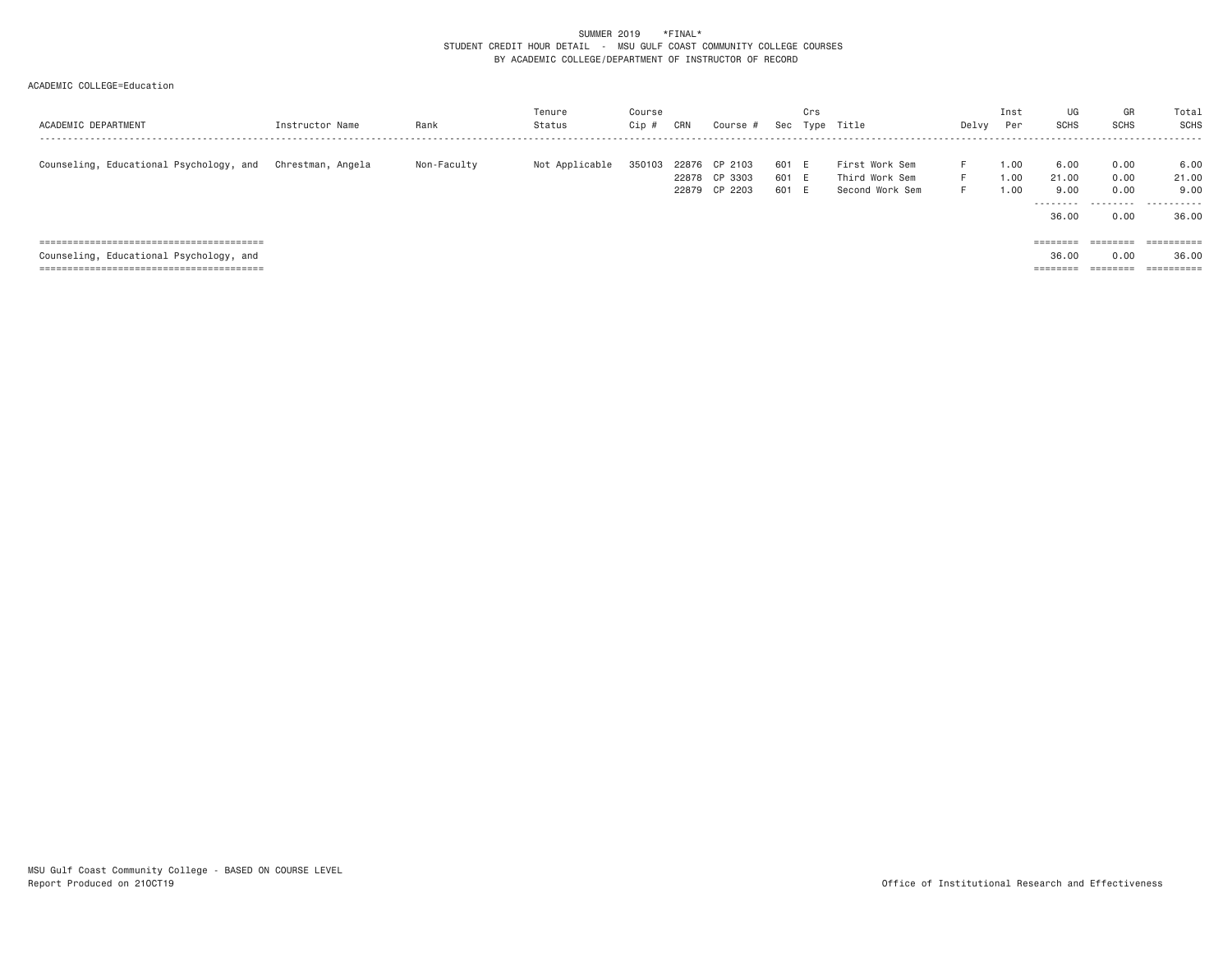SUMMER 2019 \*FINAL\*
STUDENT CREDIT HOUR DETAIL - MSU GULF COAST COMMUNITY COLLEGE COURSES
BY ACADEMIC COLLEGE/DEPARTMENT OF INSTRUCTOR OF RECORD

ACADEMIC COLLEGE=Education

| ACADEMIC DEPARTMENT | Instructor Name | Rank | Tenure Status | Course Cip # | CRN | Course # | Sec | Crs Type | Title | Delvy | Inst Per | UG SCHS | GR SCHS | Total SCHS |
|---|---|---|---|---|---|---|---|---|---|---|---|---|---|---|
| Counseling, Educational Psychology, and | Chrestman, Angela | Non-Faculty | Not Applicable | 350103 | 22876 | CP 2103 | 601 | E | First Work Sem | F | 1.00 | 6.00 | 0.00 | 6.00 |
| | | | | | 22878 | CP 3303 | 601 | E | Third Work Sem | F | 1.00 | 21.00 | 0.00 | 21.00 |
| | | | | | 22879 | CP 2203 | 601 | E | Second Work Sem | F | 1.00 | 9.00 | 0.00 | 9.00 |
| | | | | | | | | | | | | 36.00 | 0.00 | 36.00 |
| Counseling, Educational Psychology, and | | | | | | | | | | | | 36.00 | 0.00 | 36.00 |

MSU Gulf Coast Community College - BASED ON COURSE LEVEL
Report Produced on 21OCT19

Office of Institutional Research and Effectiveness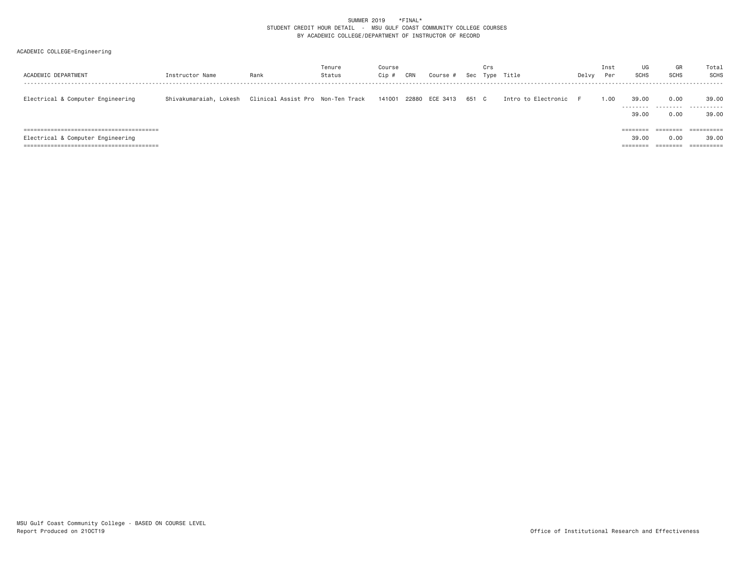SUMMER 2019 *FINAL*
STUDENT CREDIT HOUR DETAIL - MSU GULF COAST COMMUNITY COLLEGE COURSES
BY ACADEMIC COLLEGE/DEPARTMENT OF INSTRUCTOR OF RECORD

ACADEMIC COLLEGE=Engineering

| ACADEMIC DEPARTMENT | Instructor Name | Rank | Tenure Status | Course Cip # | CRN | Course # | Sec | Crs Type | Title | Delvy | Inst Per | UG SCHS | GR SCHS | Total SCHS |
|---|---|---|---|---|---|---|---|---|---|---|---|---|---|---|
| Electrical & Computer Engineering | Shivakumaraiah, Lokesh | Clinical Assist Pro | Non-Ten Track | 141001 | 22880 | ECE 3413 | 651 | C | Intro to Electronic | F | 1.00 | 39.00 | 0.00 | 39.00 |
| | | | | | | | | | | | | 39.00 | 0.00 | 39.00 |
| Electrical & Computer Engineering | | | | | | | | | | | | 39.00 | 0.00 | 39.00 |

MSU Gulf Coast Community College - BASED ON COURSE LEVEL
Report Produced on 21OCT19

Office of Institutional Research and Effectiveness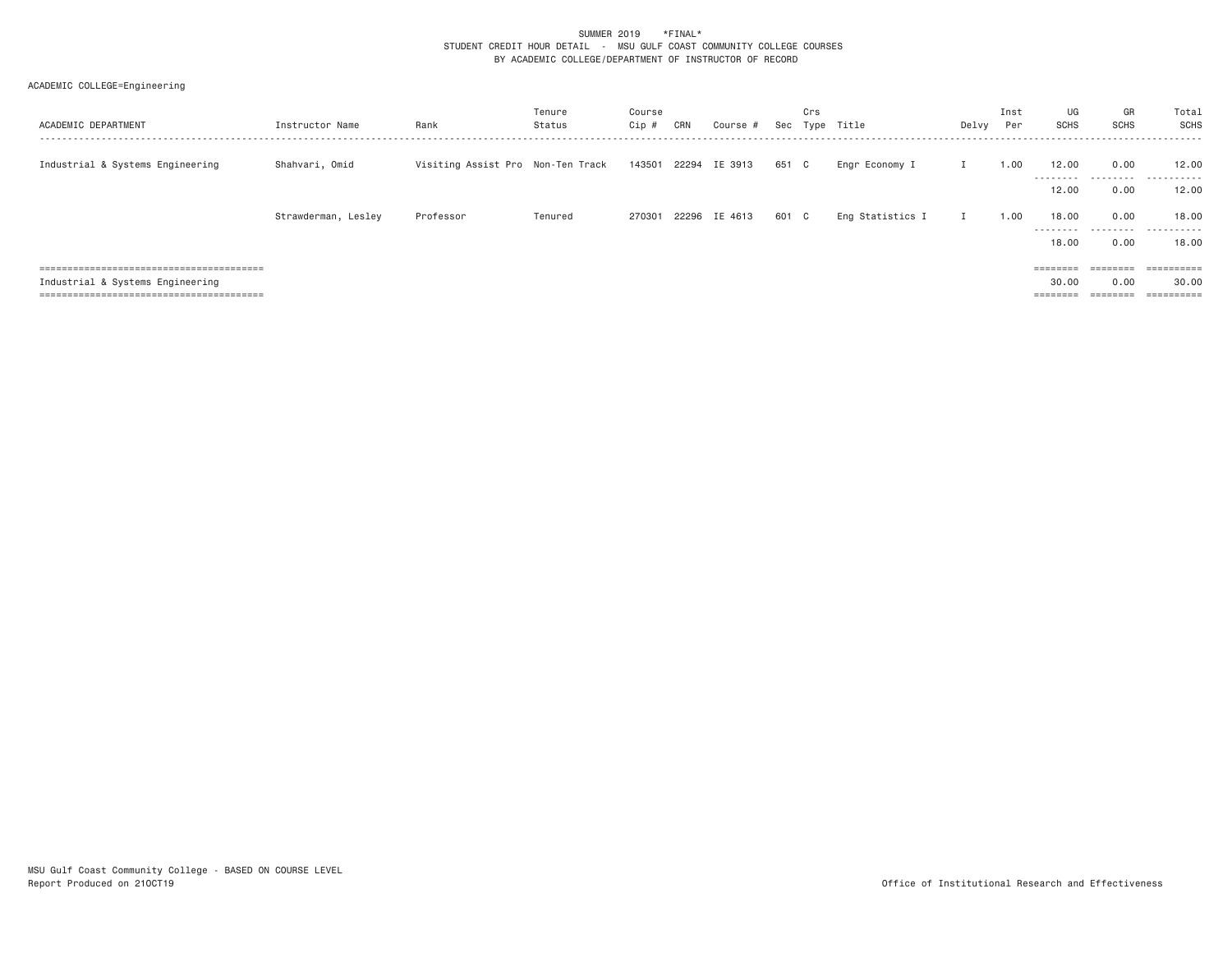SUMMER 2019 \*FINAL\*
STUDENT CREDIT HOUR DETAIL - MSU GULF COAST COMMUNITY COLLEGE COURSES
BY ACADEMIC COLLEGE/DEPARTMENT OF INSTRUCTOR OF RECORD

ACADEMIC COLLEGE=Engineering

| ACADEMIC DEPARTMENT | Instructor Name | Rank | Tenure Status | Course Cip # | CRN | Course # | Sec | Crs Type | Title | Delvy | Inst Per | UG SCHS | GR SCHS | Total SCHS |
|---|---|---|---|---|---|---|---|---|---|---|---|---|---|---|
| Industrial & Systems Engineering | Shahvari, Omid | Visiting Assist Pro | Non-Ten Track | 143501 | 22294 | IE 3913 | 651 | C | Engr Economy I | I | 1.00 | 12.00 | 0.00 | 12.00 |
| | | | | | | | | | | | | 12.00 | 0.00 | 12.00 |
| | Strawderman, Lesley | Professor | Tenured | 270301 | 22296 | IE 4613 | 601 | C | Eng Statistics I | I | 1.00 | 18.00 | 0.00 | 18.00 |
| | | | | | | | | | | | | 18.00 | 0.00 | 18.00 |
| Industrial & Systems Engineering | | | | | | | | | | | | 30.00 | 0.00 | 30.00 |

MSU Gulf Coast Community College - BASED ON COURSE LEVEL
Report Produced on 21OCT19

Office of Institutional Research and Effectiveness